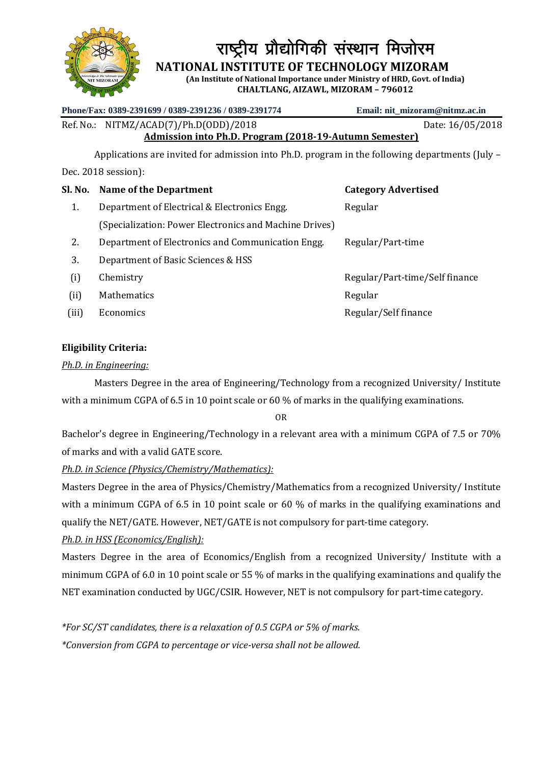# राष्ट्रीय प्रौद्योगिकी संस्थान मिजोरम

## NATIONAL INSTITUTE OF TECHNOLOGY MIZORAM

**(An Institute of National Importance under Ministry of HRD, Govt. of India)**

**CHALTLANG, AIZAWL, MIZORAM – 796012**

**Phone/Fax: 0389-2391699 / 0389-2391236 / 0389-2391774** **Email: nit_mizoram@nitmz.ac.in**

Ref. No.: NITMZ/ACAD(7)/Ph.D(ODD)/2018 Date: 16/05/2018

**Admission into Ph.D. Program (2018-19-Autumn Semester)**

Applications are invited for admission into Ph.D. program in the following departments (July – Dec. 2018 session):

| Sl. No. | Name of the Department | Category Advertised |
|---|---|---|
| 1. | Department of Electrical & Electronics Engg. (Specialization: Power Electronics and Machine Drives) | Regular |
| 2. | Department of Electronics and Communication Engg. | Regular/Part-time |
| 3. | Department of Basic Sciences & HSS | |
| (i) | Chemistry | Regular/Part-time/Self finance |
| (ii) | Mathematics | Regular |
| (iii) | Economics | Regular/Self finance |

**Eligibility Criteria:**

*Ph.D. in Engineering:*

Masters Degree in the area of Engineering/Technology from a recognized University/ Institute with a minimum CGPA of 6.5 in 10 point scale or 60 % of marks in the qualifying examinations.

OR

Bachelor's degree in Engineering/Technology in a relevant area with a minimum CGPA of 7.5 or 70% of marks and with a valid GATE score.

*Ph.D. in Science (Physics/Chemistry/Mathematics):*

Masters Degree in the area of Physics/Chemistry/Mathematics from a recognized University/ Institute with a minimum CGPA of 6.5 in 10 point scale or 60 % of marks in the qualifying examinations and qualify the NET/GATE. However, NET/GATE is not compulsory for part-time category.

*Ph.D. in HSS (Economics/English):*

Masters Degree in the area of Economics/English from a recognized University/ Institute with a minimum CGPA of 6.0 in 10 point scale or 55 % of marks in the qualifying examinations and qualify the NET examination conducted by UGC/CSIR. However, NET is not compulsory for part-time category.

*\*For SC/ST candidates, there is a relaxation of 0.5 CGPA or 5% of marks.*

*\*Conversion from CGPA to percentage or vice-versa shall not be allowed.*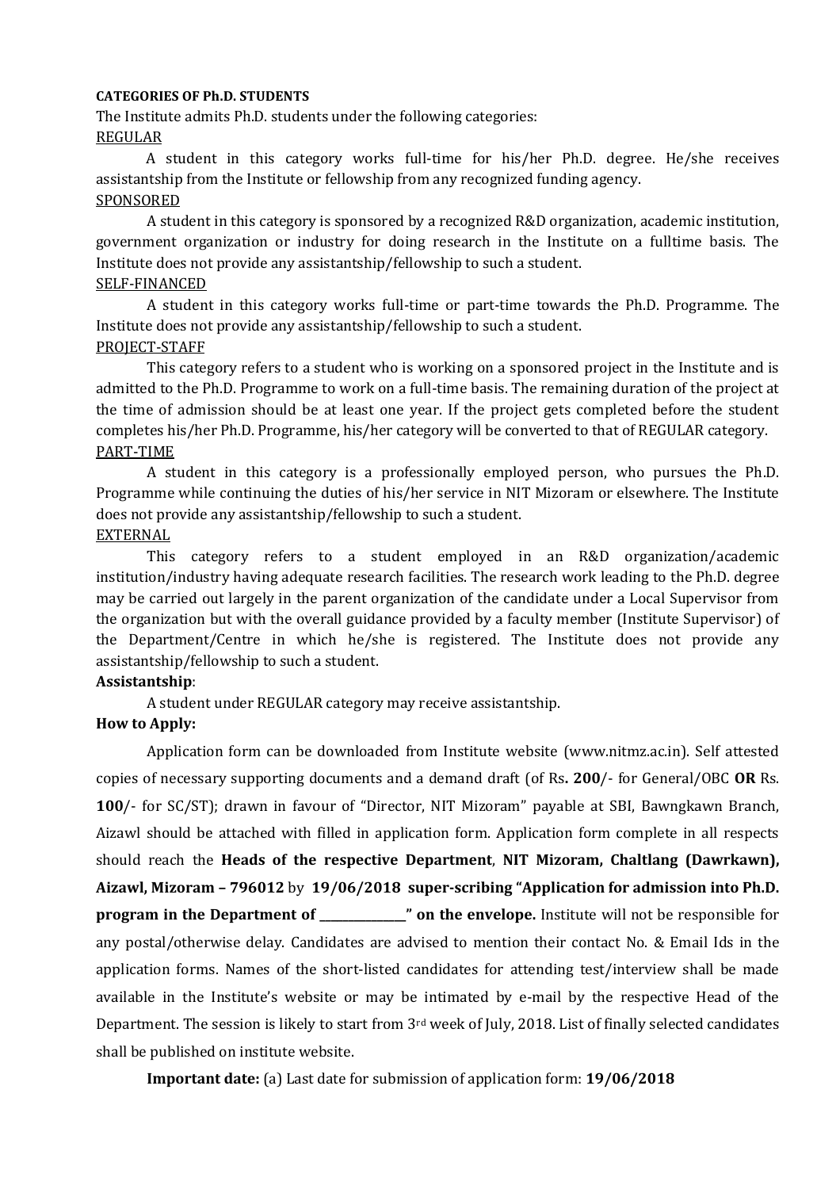**CATEGORIES OF Ph.D. STUDENTS**

The Institute admits Ph.D. students under the following categories:

REGULAR

A student in this category works full-time for his/her Ph.D. degree. He/she receives assistantship from the Institute or fellowship from any recognized funding agency.

SPONSORED

A student in this category is sponsored by a recognized R&D organization, academic institution, government organization or industry for doing research in the Institute on a fulltime basis. The Institute does not provide any assistantship/fellowship to such a student.

SELF-FINANCED

A student in this category works full-time or part-time towards the Ph.D. Programme. The Institute does not provide any assistantship/fellowship to such a student.

PROJECT-STAFF

This category refers to a student who is working on a sponsored project in the Institute and is admitted to the Ph.D. Programme to work on a full-time basis. The remaining duration of the project at the time of admission should be at least one year. If the project gets completed before the student completes his/her Ph.D. Programme, his/her category will be converted to that of REGULAR category.

PART-TIME

A student in this category is a professionally employed person, who pursues the Ph.D. Programme while continuing the duties of his/her service in NIT Mizoram or elsewhere. The Institute does not provide any assistantship/fellowship to such a student.

EXTERNAL

This category refers to a student employed in an R&D organization/academic institution/industry having adequate research facilities. The research work leading to the Ph.D. degree may be carried out largely in the parent organization of the candidate under a Local Supervisor from the organization but with the overall guidance provided by a faculty member (Institute Supervisor) of the Department/Centre in which he/she is registered. The Institute does not provide any assistantship/fellowship to such a student.

**Assistantship**:

A student under REGULAR category may receive assistantship.

**How to Apply:**

Application form can be downloaded from Institute website (www.nitmz.ac.in). Self attested copies of necessary supporting documents and a demand draft (of Rs**. 200**/- for General/OBC **OR** Rs. **100**/- for SC/ST); drawn in favour of "Director, NIT Mizoram" payable at SBI, Bawngkawn Branch, Aizawl should be attached with filled in application form. Application form complete in all respects should reach the **Heads of the respective Department**, **NIT Mizoram, Chaltlang (Dawrkawn), Aizawl, Mizoram – 796012** by **19/06/2018 super-scribing "Application for admission into Ph.D. program in the Department of _______________" on the envelope.** Institute will not be responsible for any postal/otherwise delay. Candidates are advised to mention their contact No. & Email Ids in the application forms. Names of the short-listed candidates for attending test/interview shall be made available in the Institute's website or may be intimated by e-mail by the respective Head of the Department. The session is likely to start from 3rd week of July, 2018. List of finally selected candidates shall be published on institute website.

**Important date:** (a) Last date for submission of application form: **19/06/2018**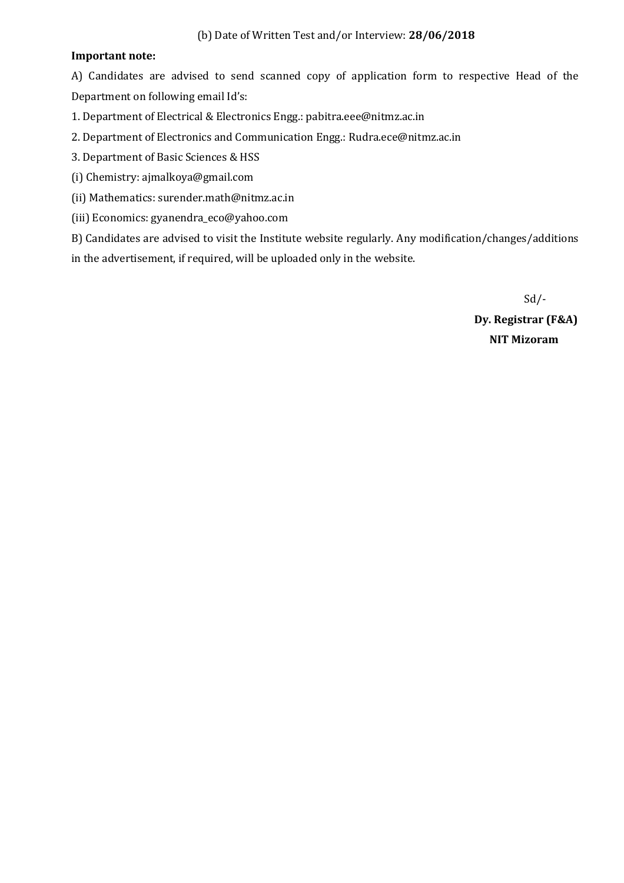(b) Date of Written Test and/or Interview: **28/06/2018**

**Important note:**

A) Candidates are advised to send scanned copy of application form to respective Head of the Department on following email Id's:

1. Department of Electrical & Electronics Engg.: pabitra.eee@nitmz.ac.in

2. Department of Electronics and Communication Engg.: Rudra.ece@nitmz.ac.in

3. Department of Basic Sciences & HSS

(i) Chemistry: ajmalkoya@gmail.com

(ii) Mathematics: surender.math@nitmz.ac.in

(iii) Economics: gyanendra_eco@yahoo.com

B) Candidates are advised to visit the Institute website regularly. Any modification/changes/additions in the advertisement, if required, will be uploaded only in the website.

Sd/-

**Dy. Registrar (F&A)**

**NIT Mizoram**